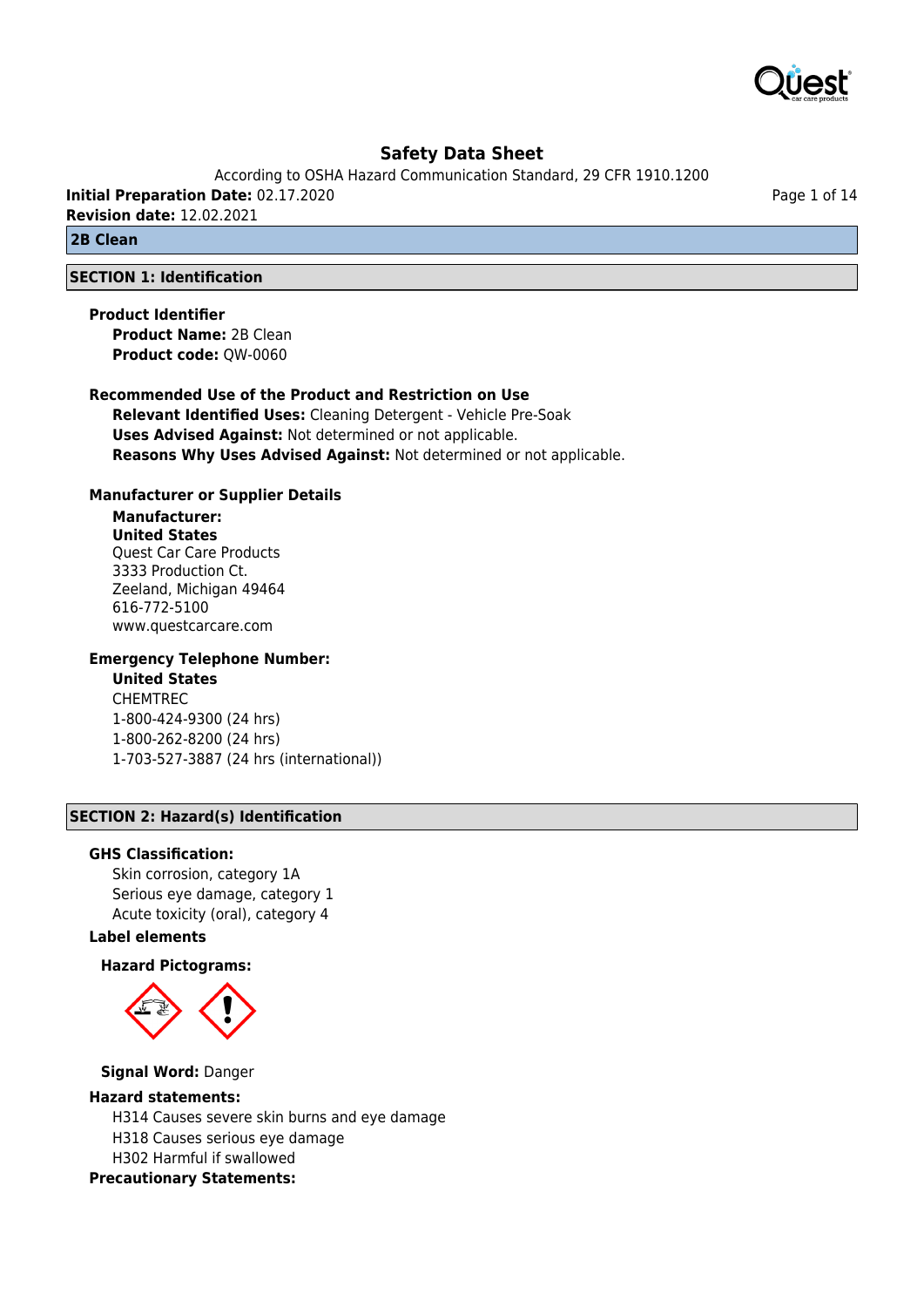# Safety Data Sheet

According to OSHA Hazard Communication Standard, 29 CFR 1910.1200

**Initial Preparation Date:** 02.17.2020

**Revision date:** 12.02.2021

## 2B Clean

## SECTION 1: Identification

**Product Identifier**

**Product Name:** 2B Clean

**Product code:** QW-0060

**Recommended Use of the Product and Restriction on Use**

**Relevant Identified Uses:** Cleaning Detergent - Vehicle Pre-Soak

**Uses Advised Against:** Not determined or not applicable.

**Reasons Why Uses Advised Against:** Not determined or not applicable.

**Manufacturer or Supplier Details**

**Manufacturer:**

**United States**

Quest Car Care Products
3333 Production Ct.
Zeeland, Michigan 49464
616-772-5100
www.questcarcare.com

**Emergency Telephone Number:**

**United States**

CHEMTREC
1-800-424-9300 (24 hrs)
1-800-262-8200 (24 hrs)
1-703-527-3887 (24 hrs (international))

## SECTION 2: Hazard(s) Identification

**GHS Classification:**

Skin corrosion, category 1A
Serious eye damage, category 1
Acute toxicity (oral), category 4

**Label elements**

**Hazard Pictograms:**

**Signal Word:** Danger

**Hazard statements:**

H314 Causes severe skin burns and eye damage
H318 Causes serious eye damage
H302 Harmful if swallowed

**Precautionary Statements:**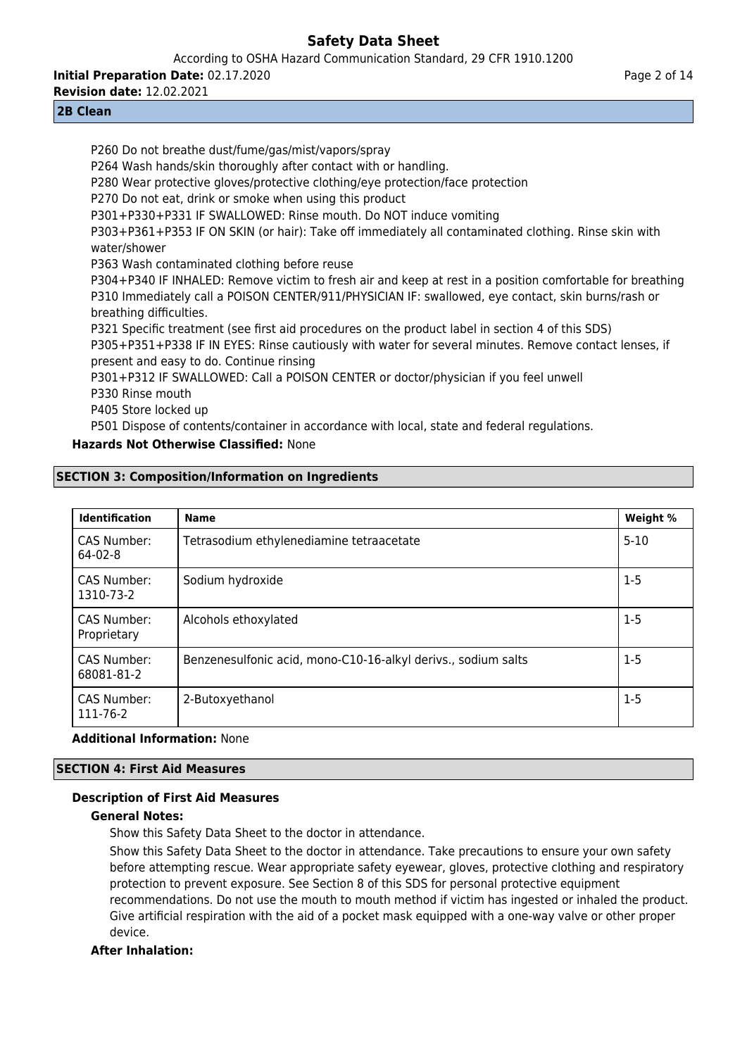P260 Do not breathe dust/fume/gas/mist/vapors/spray
P264 Wash hands/skin thoroughly after contact with or handling.
P280 Wear protective gloves/protective clothing/eye protection/face protection
P270 Do not eat, drink or smoke when using this product
P301+P330+P331 IF SWALLOWED: Rinse mouth. Do NOT induce vomiting
P303+P361+P353 IF ON SKIN (or hair): Take off immediately all contaminated clothing. Rinse skin with water/shower
P363 Wash contaminated clothing before reuse
P304+P340 IF INHALED: Remove victim to fresh air and keep at rest in a position comfortable for breathing
P310 Immediately call a POISON CENTER/911/PHYSICIAN IF: swallowed, eye contact, skin burns/rash or breathing difficulties.
P321 Specific treatment (see first aid procedures on the product label in section 4 of this SDS)
P305+P351+P338 IF IN EYES: Rinse cautiously with water for several minutes. Remove contact lenses, if present and easy to do. Continue rinsing
P301+P312 IF SWALLOWED: Call a POISON CENTER or doctor/physician if you feel unwell
P330 Rinse mouth
P405 Store locked up
P501 Dispose of contents/container in accordance with local, state and federal regulations.

**Hazards Not Otherwise Classified:** None

## SECTION 3: Composition/Information on Ingredients

| Identification | Name | Weight % |
|---|---|---|
| CAS Number: 64-02-8 | Tetrasodium ethylenediamine tetraacetate | 5-10 |
| CAS Number: 1310-73-2 | Sodium hydroxide | 1-5 |
| CAS Number: Proprietary | Alcohols ethoxylated | 1-5 |
| CAS Number: 68081-81-2 | Benzenesulfonic acid, mono-C10-16-alkyl derivs., sodium salts | 1-5 |
| CAS Number: 111-76-2 | 2-Butoxyethanol | 1-5 |

**Additional Information:** None

## SECTION 4: First Aid Measures

### Description of First Aid Measures

**General Notes:**

Show this Safety Data Sheet to the doctor in attendance.

Show this Safety Data Sheet to the doctor in attendance. Take precautions to ensure your own safety before attempting rescue. Wear appropriate safety eyewear, gloves, protective clothing and respiratory protection to prevent exposure. See Section 8 of this SDS for personal protective equipment recommendations. Do not use the mouth to mouth method if victim has ingested or inhaled the product. Give artificial respiration with the aid of a pocket mask equipped with a one-way valve or other proper device.

**After Inhalation:**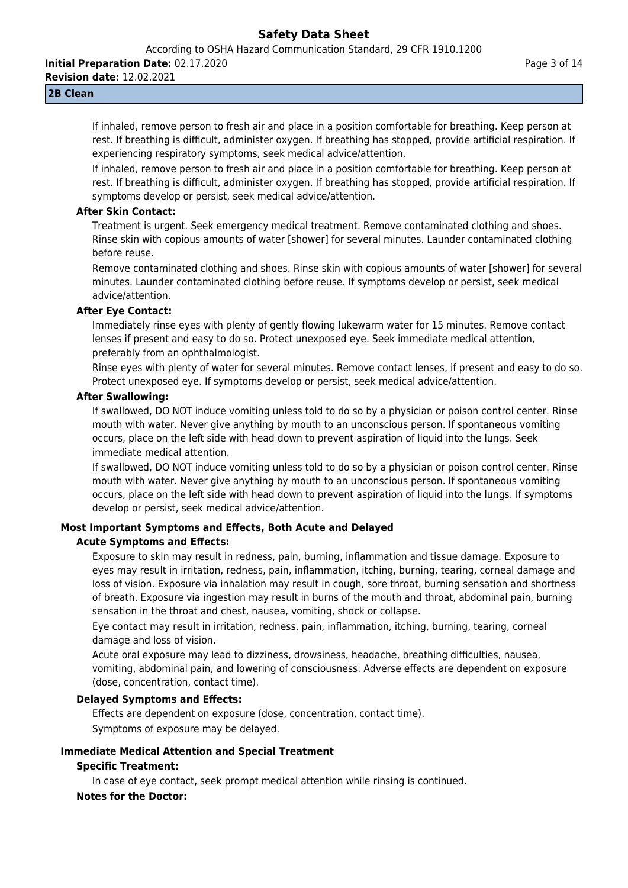If inhaled, remove person to fresh air and place in a position comfortable for breathing. Keep person at rest. If breathing is difficult, administer oxygen. If breathing has stopped, provide artificial respiration. If experiencing respiratory symptoms, seek medical advice/attention.

If inhaled, remove person to fresh air and place in a position comfortable for breathing. Keep person at rest. If breathing is difficult, administer oxygen. If breathing has stopped, provide artificial respiration. If symptoms develop or persist, seek medical advice/attention.

**After Skin Contact:**

Treatment is urgent. Seek emergency medical treatment. Remove contaminated clothing and shoes. Rinse skin with copious amounts of water [shower] for several minutes. Launder contaminated clothing before reuse.

Remove contaminated clothing and shoes. Rinse skin with copious amounts of water [shower] for several minutes. Launder contaminated clothing before reuse. If symptoms develop or persist, seek medical advice/attention.

**After Eye Contact:**

Immediately rinse eyes with plenty of gently flowing lukewarm water for 15 minutes. Remove contact lenses if present and easy to do so. Protect unexposed eye. Seek immediate medical attention, preferably from an ophthalmologist.

Rinse eyes with plenty of water for several minutes. Remove contact lenses, if present and easy to do so. Protect unexposed eye. If symptoms develop or persist, seek medical advice/attention.

**After Swallowing:**

If swallowed, DO NOT induce vomiting unless told to do so by a physician or poison control center. Rinse mouth with water. Never give anything by mouth to an unconscious person. If spontaneous vomiting occurs, place on the left side with head down to prevent aspiration of liquid into the lungs. Seek immediate medical attention.

If swallowed, DO NOT induce vomiting unless told to do so by a physician or poison control center. Rinse mouth with water. Never give anything by mouth to an unconscious person. If spontaneous vomiting occurs, place on the left side with head down to prevent aspiration of liquid into the lungs. If symptoms develop or persist, seek medical advice/attention.

### Most Important Symptoms and Effects, Both Acute and Delayed

**Acute Symptoms and Effects:**

Exposure to skin may result in redness, pain, burning, inflammation and tissue damage. Exposure to eyes may result in irritation, redness, pain, inflammation, itching, burning, tearing, corneal damage and loss of vision. Exposure via inhalation may result in cough, sore throat, burning sensation and shortness of breath. Exposure via ingestion may result in burns of the mouth and throat, abdominal pain, burning sensation in the throat and chest, nausea, vomiting, shock or collapse.

Eye contact may result in irritation, redness, pain, inflammation, itching, burning, tearing, corneal damage and loss of vision.

Acute oral exposure may lead to dizziness, drowsiness, headache, breathing difficulties, nausea, vomiting, abdominal pain, and lowering of consciousness. Adverse effects are dependent on exposure (dose, concentration, contact time).

**Delayed Symptoms and Effects:**

Effects are dependent on exposure (dose, concentration, contact time).

Symptoms of exposure may be delayed.

### Immediate Medical Attention and Special Treatment

**Specific Treatment:**

In case of eye contact, seek prompt medical attention while rinsing is continued.

**Notes for the Doctor:**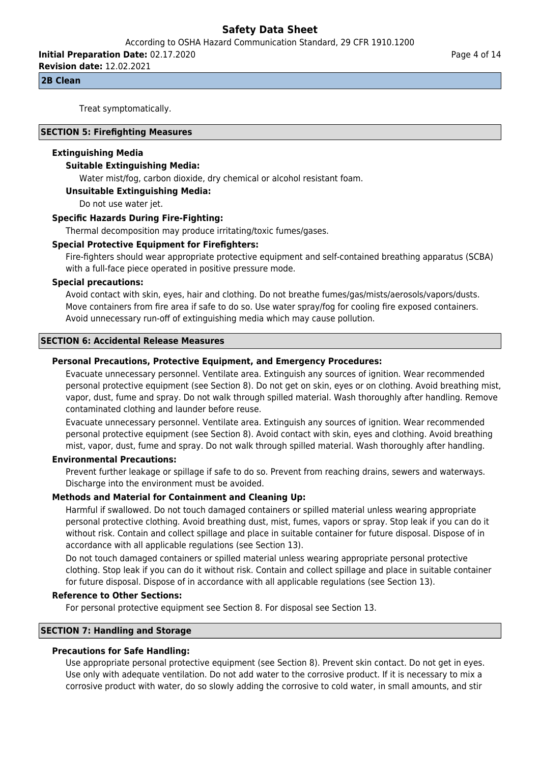Treat symptomatically.

## SECTION 5: Firefighting Measures

### Extinguishing Media

**Suitable Extinguishing Media:**

Water mist/fog, carbon dioxide, dry chemical or alcohol resistant foam.

**Unsuitable Extinguishing Media:**

Do not use water jet.

### Specific Hazards During Fire-Fighting:

Thermal decomposition may produce irritating/toxic fumes/gases.

### Special Protective Equipment for Firefighters:

Fire-fighters should wear appropriate protective equipment and self-contained breathing apparatus (SCBA) with a full-face piece operated in positive pressure mode.

### Special precautions:

Avoid contact with skin, eyes, hair and clothing. Do not breathe fumes/gas/mists/aerosols/vapors/dusts. Move containers from fire area if safe to do so. Use water spray/fog for cooling fire exposed containers. Avoid unnecessary run-off of extinguishing media which may cause pollution.

## SECTION 6: Accidental Release Measures

### Personal Precautions, Protective Equipment, and Emergency Procedures:

Evacuate unnecessary personnel. Ventilate area. Extinguish any sources of ignition. Wear recommended personal protective equipment (see Section 8). Do not get on skin, eyes or on clothing. Avoid breathing mist, vapor, dust, fume and spray. Do not walk through spilled material. Wash thoroughly after handling. Remove contaminated clothing and launder before reuse.

Evacuate unnecessary personnel. Ventilate area. Extinguish any sources of ignition. Wear recommended personal protective equipment (see Section 8). Avoid contact with skin, eyes and clothing. Avoid breathing mist, vapor, dust, fume and spray. Do not walk through spilled material. Wash thoroughly after handling.

### Environmental Precautions:

Prevent further leakage or spillage if safe to do so. Prevent from reaching drains, sewers and waterways. Discharge into the environment must be avoided.

### Methods and Material for Containment and Cleaning Up:

Harmful if swallowed. Do not touch damaged containers or spilled material unless wearing appropriate personal protective clothing. Avoid breathing dust, mist, fumes, vapors or spray. Stop leak if you can do it without risk. Contain and collect spillage and place in suitable container for future disposal. Dispose of in accordance with all applicable regulations (see Section 13).

Do not touch damaged containers or spilled material unless wearing appropriate personal protective clothing. Stop leak if you can do it without risk. Contain and collect spillage and place in suitable container for future disposal. Dispose of in accordance with all applicable regulations (see Section 13).

### Reference to Other Sections:

For personal protective equipment see Section 8. For disposal see Section 13.

## SECTION 7: Handling and Storage

### Precautions for Safe Handling:

Use appropriate personal protective equipment (see Section 8). Prevent skin contact. Do not get in eyes. Use only with adequate ventilation. Do not add water to the corrosive product. If it is necessary to mix a corrosive product with water, do so slowly adding the corrosive to cold water, in small amounts, and stir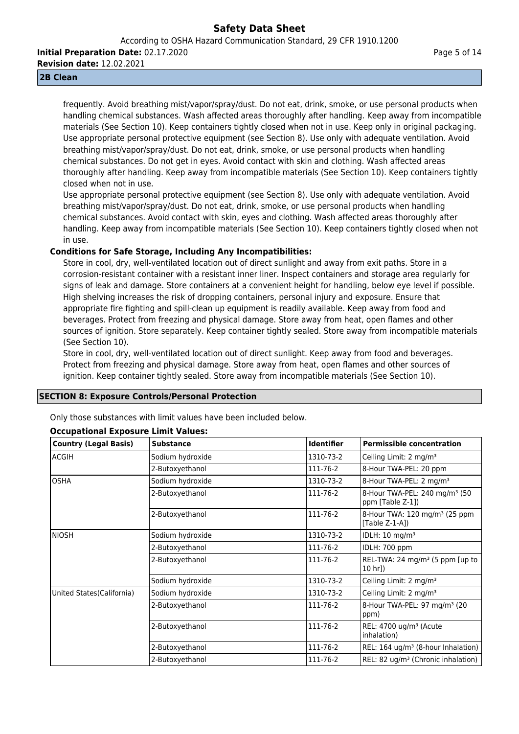frequently. Avoid breathing mist/vapor/spray/dust. Do not eat, drink, smoke, or use personal products when handling chemical substances. Wash affected areas thoroughly after handling. Keep away from incompatible materials (See Section 10). Keep containers tightly closed when not in use. Keep only in original packaging. Use appropriate personal protective equipment (see Section 8). Use only with adequate ventilation. Avoid breathing mist/vapor/spray/dust. Do not eat, drink, smoke, or use personal products when handling chemical substances. Do not get in eyes. Avoid contact with skin and clothing. Wash affected areas thoroughly after handling. Keep away from incompatible materials (See Section 10). Keep containers tightly closed when not in use.

Use appropriate personal protective equipment (see Section 8). Use only with adequate ventilation. Avoid breathing mist/vapor/spray/dust. Do not eat, drink, smoke, or use personal products when handling chemical substances. Avoid contact with skin, eyes and clothing. Wash affected areas thoroughly after handling. Keep away from incompatible materials (See Section 10). Keep containers tightly closed when not in use.

**Conditions for Safe Storage, Including Any Incompatibilities:**

Store in cool, dry, well-ventilated location out of direct sunlight and away from exit paths. Store in a corrosion-resistant container with a resistant inner liner. Inspect containers and storage area regularly for signs of leak and damage. Store containers at a convenient height for handling, below eye level if possible. High shelving increases the risk of dropping containers, personal injury and exposure. Ensure that appropriate fire fighting and spill-clean up equipment is readily available. Keep away from food and beverages. Protect from freezing and physical damage. Store away from heat, open flames and other sources of ignition. Store separately. Keep container tightly sealed. Store away from incompatible materials (See Section 10).

Store in cool, dry, well-ventilated location out of direct sunlight. Keep away from food and beverages. Protect from freezing and physical damage. Store away from heat, open flames and other sources of ignition. Keep container tightly sealed. Store away from incompatible materials (See Section 10).

## SECTION 8: Exposure Controls/Personal Protection

Only those substances with limit values have been included below.

**Occupational Exposure Limit Values:**

| Country (Legal Basis) | Substance | Identifier | Permissible concentration |
|---|---|---|---|
| ACGIH | Sodium hydroxide | 1310-73-2 | Ceiling Limit: 2 mg/m³ |
| | 2-Butoxyethanol | 111-76-2 | 8-Hour TWA-PEL: 20 ppm |
| OSHA | Sodium hydroxide | 1310-73-2 | 8-Hour TWA-PEL: 2 mg/m³ |
| | 2-Butoxyethanol | 111-76-2 | 8-Hour TWA-PEL: 240 mg/m³ (50 ppm [Table Z-1]) |
| | 2-Butoxyethanol | 111-76-2 | 8-Hour TWA: 120 mg/m³ (25 ppm [Table Z-1-A]) |
| NIOSH | Sodium hydroxide | 1310-73-2 | IDLH: 10 mg/m³ |
| | 2-Butoxyethanol | 111-76-2 | IDLH: 700 ppm |
| | 2-Butoxyethanol | 111-76-2 | REL-TWA: 24 mg/m³ (5 ppm [up to 10 hr]) |
| | Sodium hydroxide | 1310-73-2 | Ceiling Limit: 2 mg/m³ |
| United States(California) | Sodium hydroxide | 1310-73-2 | Ceiling Limit: 2 mg/m³ |
| | 2-Butoxyethanol | 111-76-2 | 8-Hour TWA-PEL: 97 mg/m³ (20 ppm) |
| | 2-Butoxyethanol | 111-76-2 | REL: 4700 ug/m³ (Acute inhalation) |
| | 2-Butoxyethanol | 111-76-2 | REL: 164 ug/m³ (8-hour Inhalation) |
| | 2-Butoxyethanol | 111-76-2 | REL: 82 ug/m³ (Chronic inhalation) |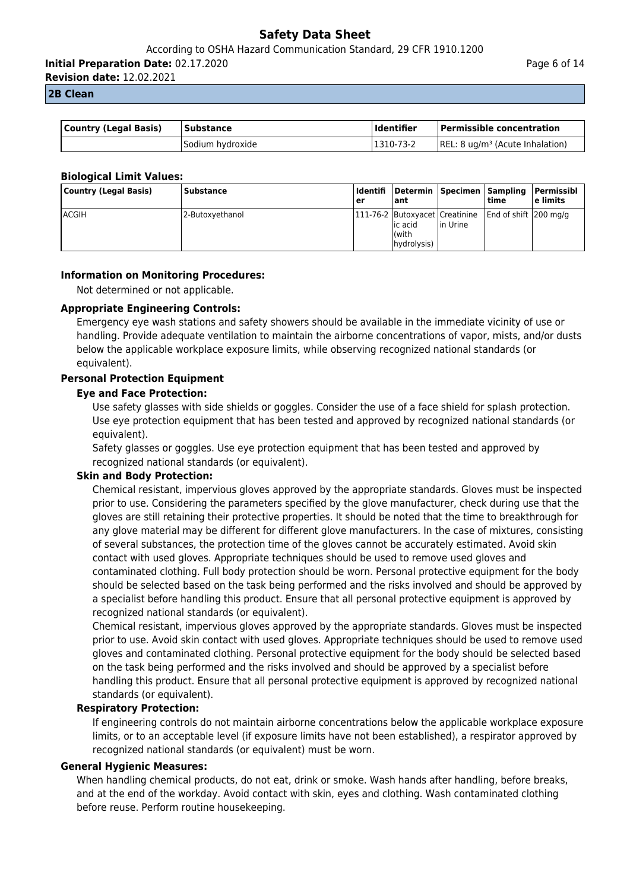**2B Clean**

| Country (Legal Basis) | Substance | Identifier | Permissible concentration |
|---|---|---|---|
| | Sodium hydroxide | 1310-73-2 | REL: 8 ug/m³ (Acute Inhalation) |

**Biological Limit Values:**

| Country (Legal Basis) | Substance | Identifier | Determinant | Specimen | Sampling time | Permissible limits |
|---|---|---|---|---|---|---|
| ACGIH | 2-Butoxyethanol | 111-76-2 | Butoxyacetic acid (with hydrolysis) | Creatinine in Urine | End of shift | 200 mg/g |

**Information on Monitoring Procedures:**

Not determined or not applicable.

**Appropriate Engineering Controls:**

Emergency eye wash stations and safety showers should be available in the immediate vicinity of use or handling. Provide adequate ventilation to maintain the airborne concentrations of vapor, mists, and/or dusts below the applicable workplace exposure limits, while observing recognized national standards (or equivalent).

**Personal Protection Equipment**

**Eye and Face Protection:**

Use safety glasses with side shields or goggles. Consider the use of a face shield for splash protection. Use eye protection equipment that has been tested and approved by recognized national standards (or equivalent).

Safety glasses or goggles. Use eye protection equipment that has been tested and approved by recognized national standards (or equivalent).

**Skin and Body Protection:**

Chemical resistant, impervious gloves approved by the appropriate standards. Gloves must be inspected prior to use. Considering the parameters specified by the glove manufacturer, check during use that the gloves are still retaining their protective properties. It should be noted that the time to breakthrough for any glove material may be different for different glove manufacturers. In the case of mixtures, consisting of several substances, the protection time of the gloves cannot be accurately estimated. Avoid skin contact with used gloves. Appropriate techniques should be used to remove used gloves and contaminated clothing. Full body protection should be worn. Personal protective equipment for the body should be selected based on the task being performed and the risks involved and should be approved by a specialist before handling this product. Ensure that all personal protective equipment is approved by recognized national standards (or equivalent).

Chemical resistant, impervious gloves approved by the appropriate standards. Gloves must be inspected prior to use. Avoid skin contact with used gloves. Appropriate techniques should be used to remove used gloves and contaminated clothing. Personal protective equipment for the body should be selected based on the task being performed and the risks involved and should be approved by a specialist before handling this product. Ensure that all personal protective equipment is approved by recognized national standards (or equivalent).

**Respiratory Protection:**

If engineering controls do not maintain airborne concentrations below the applicable workplace exposure limits, or to an acceptable level (if exposure limits have not been established), a respirator approved by recognized national standards (or equivalent) must be worn.

**General Hygienic Measures:**

When handling chemical products, do not eat, drink or smoke. Wash hands after handling, before breaks, and at the end of the workday. Avoid contact with skin, eyes and clothing. Wash contaminated clothing before reuse. Perform routine housekeeping.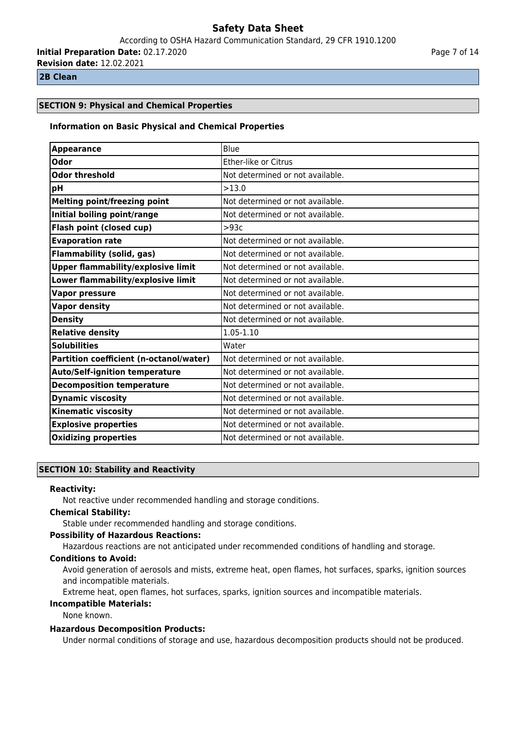**2B Clean**

## SECTION 9: Physical and Chemical Properties

### Information on Basic Physical and Chemical Properties

| Appearance | Blue |
|---|---|
| Odor | Ether-like or Citrus |
| Odor threshold | Not determined or not available. |
| pH | >13.0 |
| Melting point/freezing point | Not determined or not available. |
| Initial boiling point/range | Not determined or not available. |
| Flash point (closed cup) | >93c |
| Evaporation rate | Not determined or not available. |
| Flammability (solid, gas) | Not determined or not available. |
| Upper flammability/explosive limit | Not determined or not available. |
| Lower flammability/explosive limit | Not determined or not available. |
| Vapor pressure | Not determined or not available. |
| Vapor density | Not determined or not available. |
| Density | Not determined or not available. |
| Relative density | 1.05-1.10 |
| Solubilities | Water |
| Partition coefficient (n-octanol/water) | Not determined or not available. |
| Auto/Self-ignition temperature | Not determined or not available. |
| Decomposition temperature | Not determined or not available. |
| Dynamic viscosity | Not determined or not available. |
| Kinematic viscosity | Not determined or not available. |
| Explosive properties | Not determined or not available. |
| Oxidizing properties | Not determined or not available. |

## SECTION 10: Stability and Reactivity

**Reactivity:**

Not reactive under recommended handling and storage conditions.

**Chemical Stability:**

Stable under recommended handling and storage conditions.

**Possibility of Hazardous Reactions:**

Hazardous reactions are not anticipated under recommended conditions of handling and storage.

**Conditions to Avoid:**

Avoid generation of aerosols and mists, extreme heat, open flames, hot surfaces, sparks, ignition sources and incompatible materials.

Extreme heat, open flames, hot surfaces, sparks, ignition sources and incompatible materials.

**Incompatible Materials:**

None known.

**Hazardous Decomposition Products:**

Under normal conditions of storage and use, hazardous decomposition products should not be produced.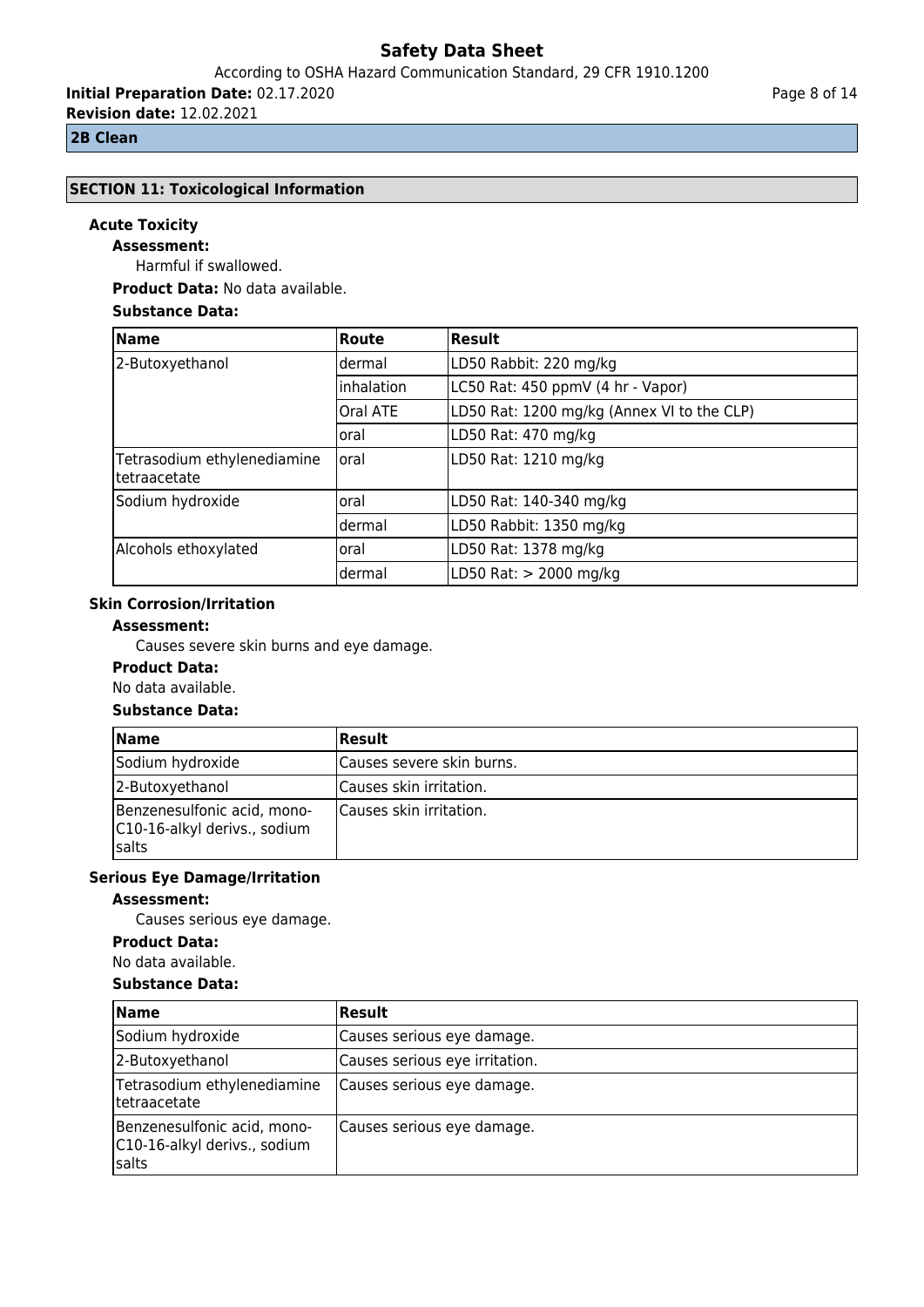**2B Clean**

## SECTION 11: Toxicological Information

### Acute Toxicity

**Assessment:**

Harmful if swallowed.

**Product Data:** No data available.

**Substance Data:**

| Name | Route | Result |
|---|---|---|
| 2-Butoxyethanol | dermal | LD50 Rabbit: 220 mg/kg |
| | inhalation | LC50 Rat: 450 ppmV (4 hr - Vapor) |
| | Oral ATE | LD50 Rat: 1200 mg/kg (Annex VI to the CLP) |
| | oral | LD50 Rat: 470 mg/kg |
| Tetrasodium ethylenediamine tetraacetate | oral | LD50 Rat: 1210 mg/kg |
| Sodium hydroxide | oral | LD50 Rat: 140-340 mg/kg |
| | dermal | LD50 Rabbit: 1350 mg/kg |
| Alcohols ethoxylated | oral | LD50 Rat: 1378 mg/kg |
| | dermal | LD50 Rat: > 2000 mg/kg |

### Skin Corrosion/Irritation

**Assessment:**

Causes severe skin burns and eye damage.

**Product Data:**

No data available.

**Substance Data:**

| Name | Result |
|---|---|
| Sodium hydroxide | Causes severe skin burns. |
| 2-Butoxyethanol | Causes skin irritation. |
| Benzenesulfonic acid, mono-C10-16-alkyl derivs., sodium salts | Causes skin irritation. |

### Serious Eye Damage/Irritation

**Assessment:**

Causes serious eye damage.

**Product Data:**

No data available.

**Substance Data:**

| Name | Result |
|---|---|
| Sodium hydroxide | Causes serious eye damage. |
| 2-Butoxyethanol | Causes serious eye irritation. |
| Tetrasodium ethylenediamine tetraacetate | Causes serious eye damage. |
| Benzenesulfonic acid, mono-C10-16-alkyl derivs., sodium salts | Causes serious eye damage. |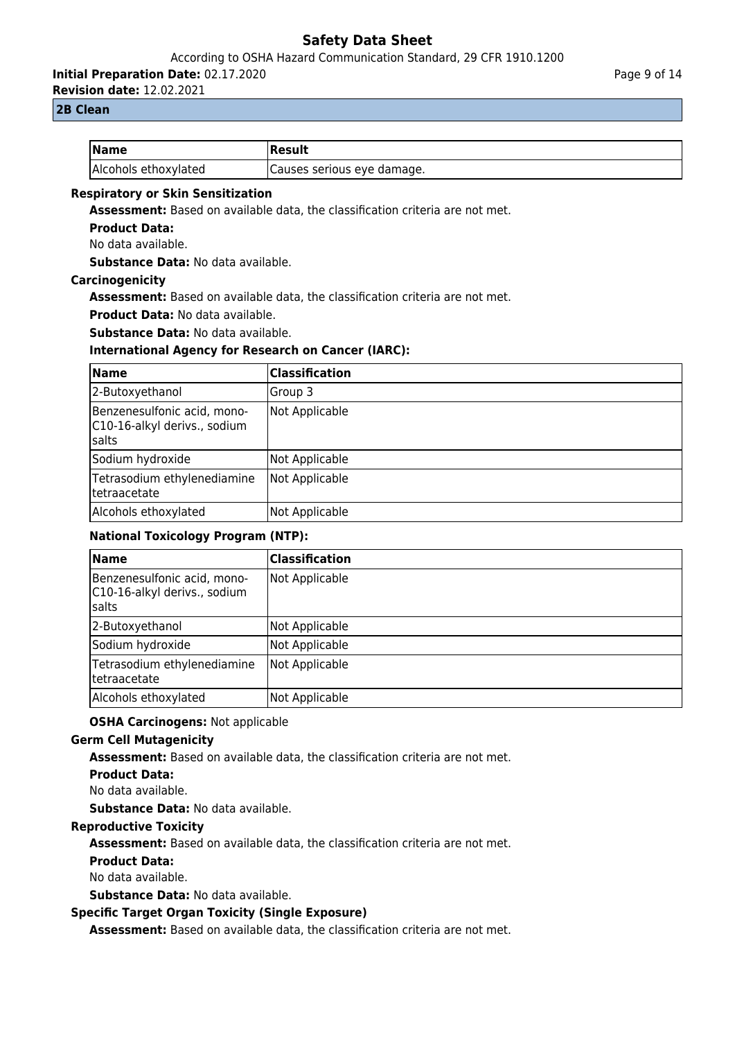| Name | Result |
| --- | --- |
| Alcohols ethoxylated | Causes serious eye damage. |

### Respiratory or Skin Sensitization

**Assessment:** Based on available data, the classification criteria are not met.

**Product Data:**

No data available.

**Substance Data:** No data available.

### Carcinogenicity

**Assessment:** Based on available data, the classification criteria are not met.

**Product Data:** No data available.

**Substance Data:** No data available.

**International Agency for Research on Cancer (IARC):**

| Name | Classification |
| --- | --- |
| 2-Butoxyethanol | Group 3 |
| Benzenesulfonic acid, mono-C10-16-alkyl derivs., sodium salts | Not Applicable |
| Sodium hydroxide | Not Applicable |
| Tetrasodium ethylenediamine tetraacetate | Not Applicable |
| Alcohols ethoxylated | Not Applicable |

**National Toxicology Program (NTP):**

| Name | Classification |
| --- | --- |
| Benzenesulfonic acid, mono-C10-16-alkyl derivs., sodium salts | Not Applicable |
| 2-Butoxyethanol | Not Applicable |
| Sodium hydroxide | Not Applicable |
| Tetrasodium ethylenediamine tetraacetate | Not Applicable |
| Alcohols ethoxylated | Not Applicable |

**OSHA Carcinogens:** Not applicable

### Germ Cell Mutagenicity

**Assessment:** Based on available data, the classification criteria are not met.

**Product Data:**

No data available.

**Substance Data:** No data available.

### Reproductive Toxicity

**Assessment:** Based on available data, the classification criteria are not met.

**Product Data:**

No data available.

**Substance Data:** No data available.

### Specific Target Organ Toxicity (Single Exposure)

**Assessment:** Based on available data, the classification criteria are not met.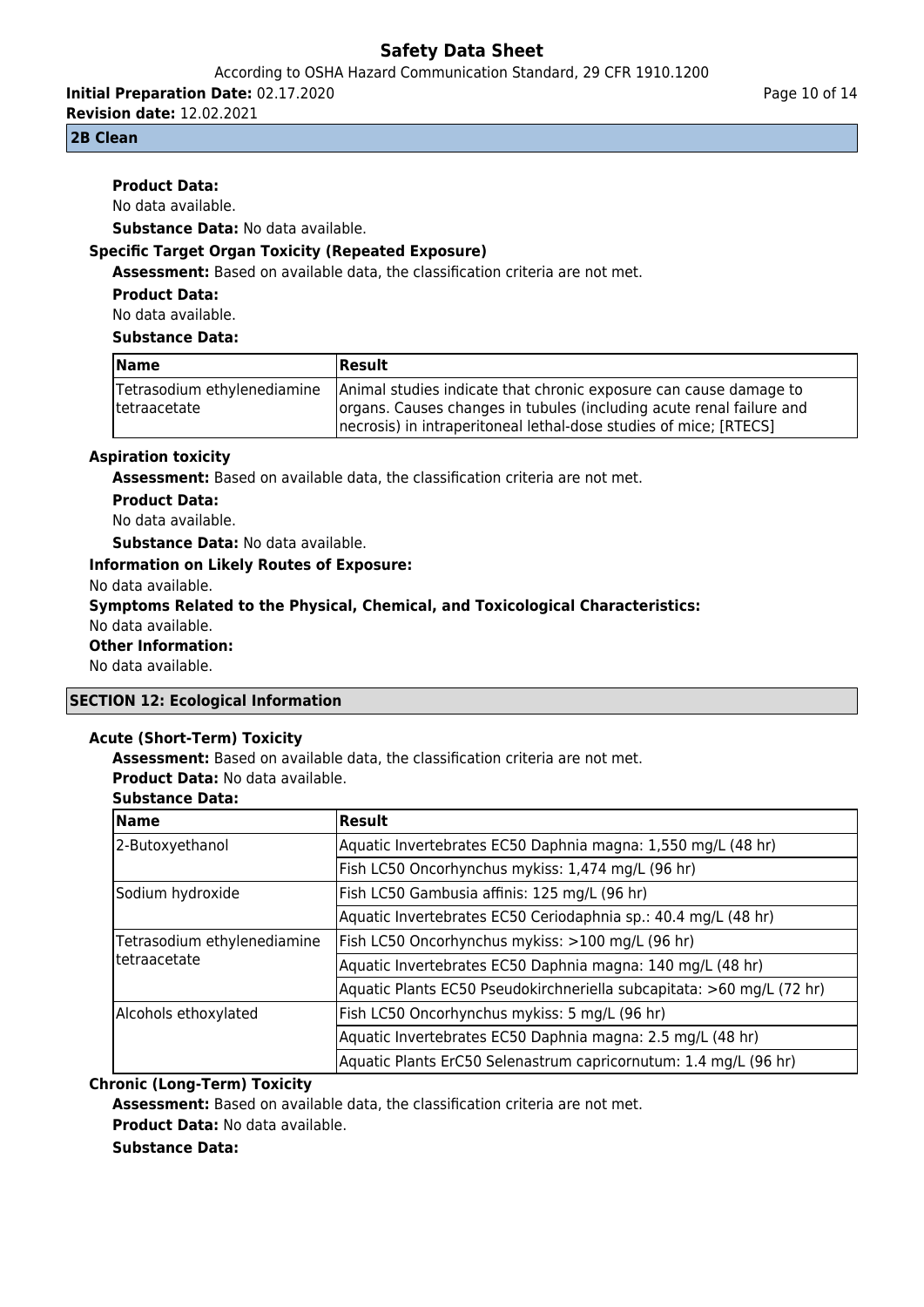**Product Data:**

No data available.

**Substance Data:** No data available.

### Specific Target Organ Toxicity (Repeated Exposure)

**Assessment:** Based on available data, the classification criteria are not met.

**Product Data:**

No data available.

**Substance Data:**

| Name | Result |
|---|---|
| Tetrasodium ethylenediamine tetraacetate | Animal studies indicate that chronic exposure can cause damage to organs. Causes changes in tubules (including acute renal failure and necrosis) in intraperitoneal lethal-dose studies of mice; [RTECS] |

### Aspiration toxicity

**Assessment:** Based on available data, the classification criteria are not met.

**Product Data:**

No data available.

**Substance Data:** No data available.

**Information on Likely Routes of Exposure:**

No data available.

**Symptoms Related to the Physical, Chemical, and Toxicological Characteristics:**

No data available.

**Other Information:**

No data available.

## SECTION 12: Ecological Information

### Acute (Short-Term) Toxicity

**Assessment:** Based on available data, the classification criteria are not met.

**Product Data:** No data available.

**Substance Data:**

| Name | Result |
|---|---|
| 2-Butoxyethanol | Aquatic Invertebrates EC50 Daphnia magna: 1,550 mg/L (48 hr) |
| | Fish LC50 Oncorhynchus mykiss: 1,474 mg/L (96 hr) |
| Sodium hydroxide | Fish LC50 Gambusia affinis: 125 mg/L (96 hr) |
| | Aquatic Invertebrates EC50 Ceriodaphnia sp.: 40.4 mg/L (48 hr) |
| Tetrasodium ethylenediamine tetraacetate | Fish LC50 Oncorhynchus mykiss: >100 mg/L (96 hr) |
| | Aquatic Invertebrates EC50 Daphnia magna: 140 mg/L (48 hr) |
| | Aquatic Plants EC50 Pseudokirchneriella subcapitata: >60 mg/L (72 hr) |
| Alcohols ethoxylated | Fish LC50 Oncorhynchus mykiss: 5 mg/L (96 hr) |
| | Aquatic Invertebrates EC50 Daphnia magna: 2.5 mg/L (48 hr) |
| | Aquatic Plants ErC50 Selenastrum capricornutum: 1.4 mg/L (96 hr) |

### Chronic (Long-Term) Toxicity

**Assessment:** Based on available data, the classification criteria are not met.

**Product Data:** No data available.

**Substance Data:**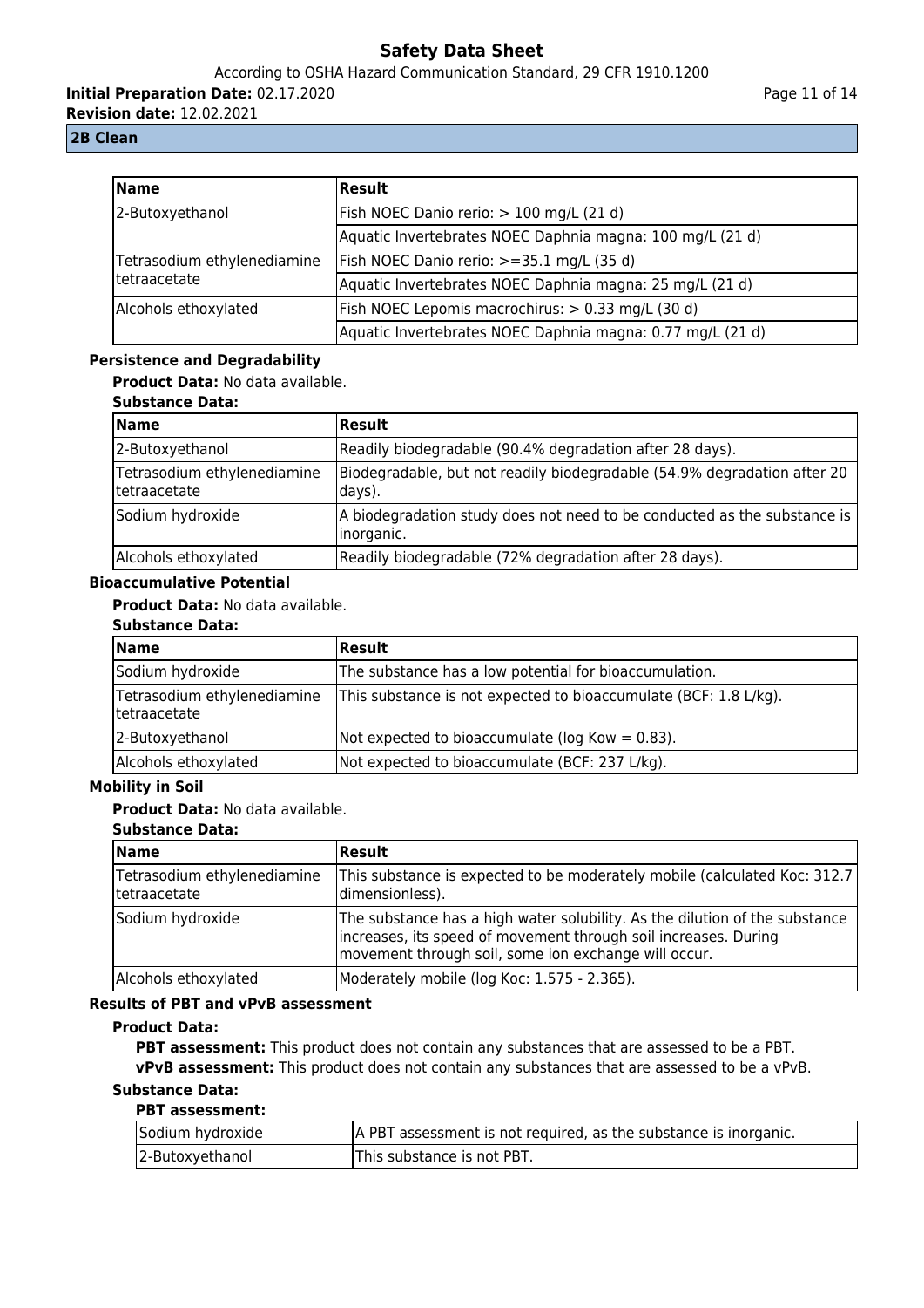| Name | Result |
|---|---|
| 2-Butoxyethanol | Fish NOEC Danio rerio: > 100 mg/L (21 d) |
| | Aquatic Invertebrates NOEC Daphnia magna: 100 mg/L (21 d) |
| Tetrasodium ethylenediamine tetraacetate | Fish NOEC Danio rerio: >=35.1 mg/L (35 d) |
| | Aquatic Invertebrates NOEC Daphnia magna: 25 mg/L (21 d) |
| Alcohols ethoxylated | Fish NOEC Lepomis macrochirus: > 0.33 mg/L (30 d) |
| | Aquatic Invertebrates NOEC Daphnia magna: 0.77 mg/L (21 d) |

**Persistence and Degradability**

**Product Data:** No data available.

**Substance Data:**

| Name | Result |
|---|---|
| 2-Butoxyethanol | Readily biodegradable (90.4% degradation after 28 days). |
| Tetrasodium ethylenediamine tetraacetate | Biodegradable, but not readily biodegradable (54.9% degradation after 20 days). |
| Sodium hydroxide | A biodegradation study does not need to be conducted as the substance is inorganic. |
| Alcohols ethoxylated | Readily biodegradable (72% degradation after 28 days). |

**Bioaccumulative Potential**

**Product Data:** No data available.

**Substance Data:**

| Name | Result |
|---|---|
| Sodium hydroxide | The substance has a low potential for bioaccumulation. |
| Tetrasodium ethylenediamine tetraacetate | This substance is not expected to bioaccumulate (BCF: 1.8 L/kg). |
| 2-Butoxyethanol | Not expected to bioaccumulate (log Kow = 0.83). |
| Alcohols ethoxylated | Not expected to bioaccumulate (BCF: 237 L/kg). |

**Mobility in Soil**

**Product Data:** No data available.

**Substance Data:**

| Name | Result |
|---|---|
| Tetrasodium ethylenediamine tetraacetate | This substance is expected to be moderately mobile (calculated Koc: 312.7 dimensionless). |
| Sodium hydroxide | The substance has a high water solubility. As the dilution of the substance increases, its speed of movement through soil increases. During movement through soil, some ion exchange will occur. |
| Alcohols ethoxylated | Moderately mobile (log Koc: 1.575 - 2.365). |

**Results of PBT and vPvB assessment**

**Product Data:**

**PBT assessment:** This product does not contain any substances that are assessed to be a PBT.

**vPvB assessment:** This product does not contain any substances that are assessed to be a vPvB.

**Substance Data:**

**PBT assessment:**

| | |
|---|---|
| Sodium hydroxide | A PBT assessment is not required, as the substance is inorganic. |
| 2-Butoxyethanol | This substance is not PBT. |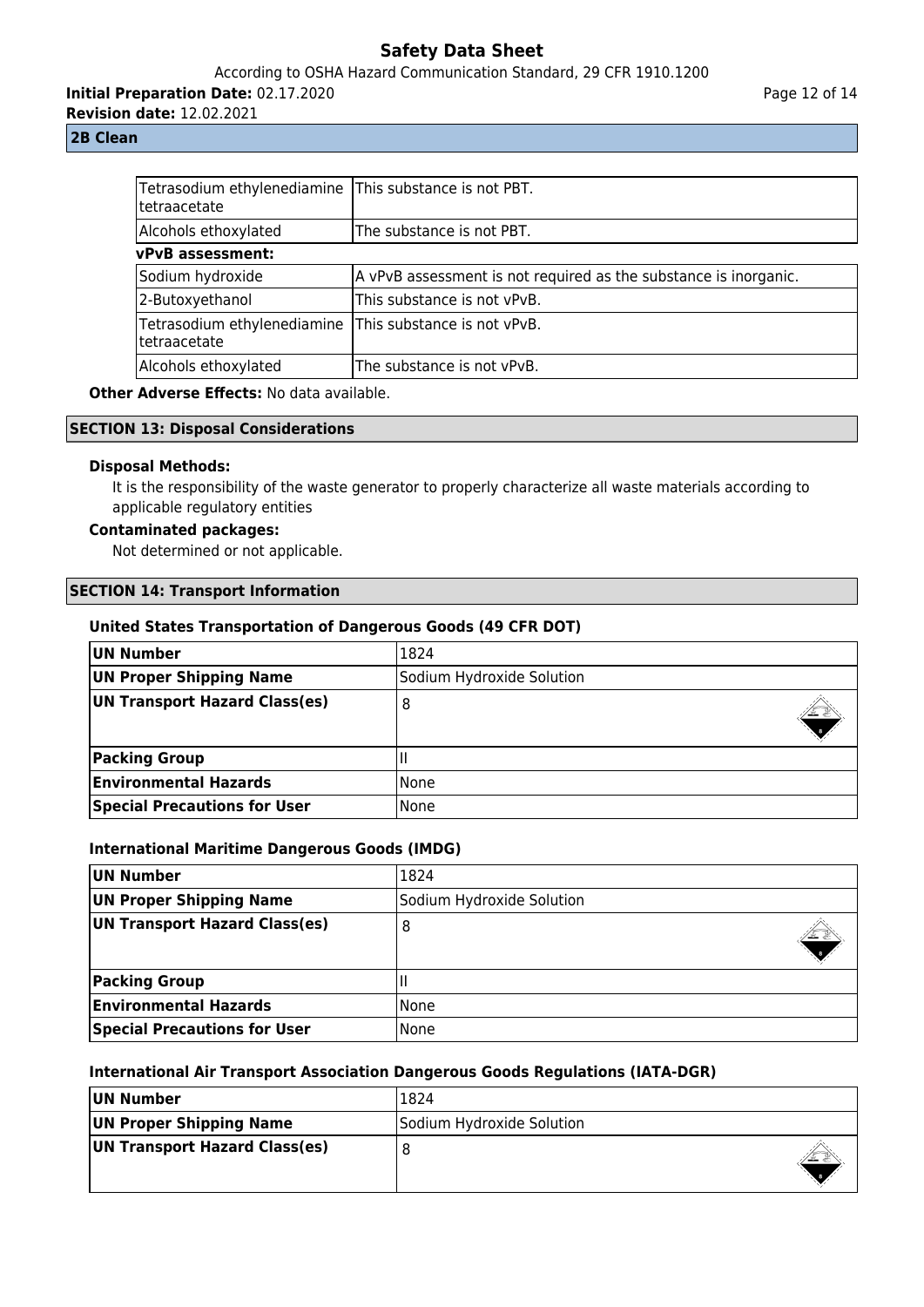| | |
|---|---|
| Tetrasodium ethylenediamine tetraacetate | This substance is not PBT. |
| Alcohols ethoxylated | The substance is not PBT. |

**vPvB assessment:**

| | |
|---|---|
| Sodium hydroxide | A vPvB assessment is not required as the substance is inorganic. |
| 2-Butoxyethanol | This substance is not vPvB. |
| Tetrasodium ethylenediamine tetraacetate | This substance is not vPvB. |
| Alcohols ethoxylated | The substance is not vPvB. |

**Other Adverse Effects:** No data available.

## SECTION 13: Disposal Considerations

**Disposal Methods:**

It is the responsibility of the waste generator to properly characterize all waste materials according to applicable regulatory entities

**Contaminated packages:**

Not determined or not applicable.

## SECTION 14: Transport Information

### United States Transportation of Dangerous Goods (49 CFR DOT)

| | |
|---|---|
| **UN Number** | 1824 |
| **UN Proper Shipping Name** | Sodium Hydroxide Solution |
| **UN Transport Hazard Class(es)** | 8 |
| **Packing Group** | II |
| **Environmental Hazards** | None |
| **Special Precautions for User** | None |

### International Maritime Dangerous Goods (IMDG)

| | |
|---|---|
| **UN Number** | 1824 |
| **UN Proper Shipping Name** | Sodium Hydroxide Solution |
| **UN Transport Hazard Class(es)** | 8 |
| **Packing Group** | II |
| **Environmental Hazards** | None |
| **Special Precautions for User** | None |

### International Air Transport Association Dangerous Goods Regulations (IATA-DGR)

| | |
|---|---|
| **UN Number** | 1824 |
| **UN Proper Shipping Name** | Sodium Hydroxide Solution |
| **UN Transport Hazard Class(es)** | 8 |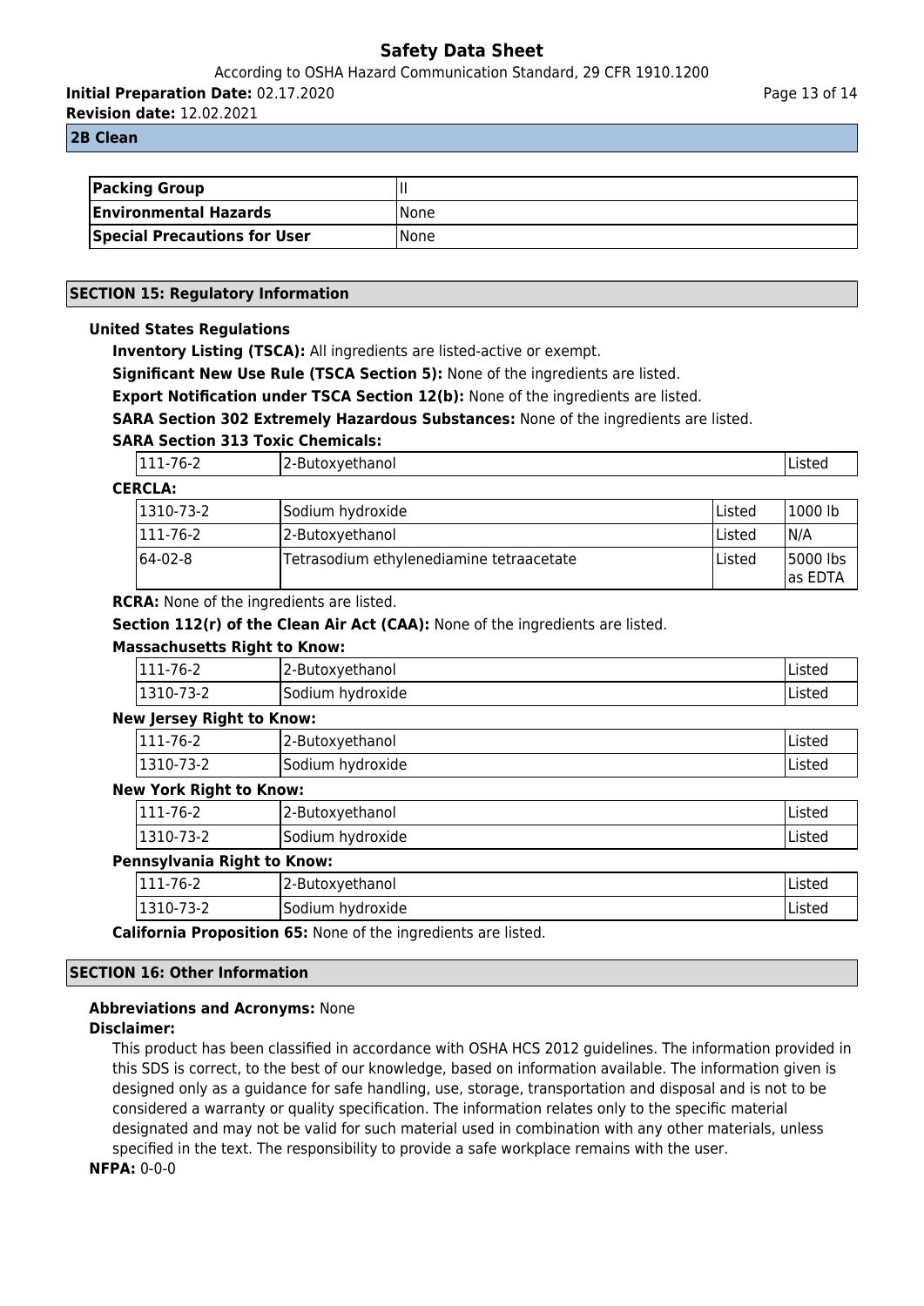**2B Clean**

| Packing Group | II |
|---|---|
| Environmental Hazards | None |
| Special Precautions for User | None |

## SECTION 15: Regulatory Information

**United States Regulations**

**Inventory Listing (TSCA):** All ingredients are listed-active or exempt.

**Significant New Use Rule (TSCA Section 5):** None of the ingredients are listed.

**Export Notification under TSCA Section 12(b):** None of the ingredients are listed.

**SARA Section 302 Extremely Hazardous Substances:** None of the ingredients are listed.

**SARA Section 313 Toxic Chemicals:**

| | | |
|---|---|---|
| 111-76-2 | 2-Butoxyethanol | Listed |

**CERCLA:**

| | | | |
|---|---|---|---|
| 1310-73-2 | Sodium hydroxide | Listed | 1000 lb |
| 111-76-2 | 2-Butoxyethanol | Listed | N/A |
| 64-02-8 | Tetrasodium ethylenediamine tetraacetate | Listed | 5000 lbs as EDTA |

**RCRA:** None of the ingredients are listed.

**Section 112(r) of the Clean Air Act (CAA):** None of the ingredients are listed.

**Massachusetts Right to Know:**

| | | |
|---|---|---|
| 111-76-2 | 2-Butoxyethanol | Listed |
| 1310-73-2 | Sodium hydroxide | Listed |

**New Jersey Right to Know:**

| | | |
|---|---|---|
| 111-76-2 | 2-Butoxyethanol | Listed |
| 1310-73-2 | Sodium hydroxide | Listed |

**New York Right to Know:**

| | | |
|---|---|---|
| 111-76-2 | 2-Butoxyethanol | Listed |
| 1310-73-2 | Sodium hydroxide | Listed |

**Pennsylvania Right to Know:**

| | | |
|---|---|---|
| 111-76-2 | 2-Butoxyethanol | Listed |
| 1310-73-2 | Sodium hydroxide | Listed |

**California Proposition 65:** None of the ingredients are listed.

## SECTION 16: Other Information

**Abbreviations and Acronyms:** None

**Disclaimer:**

This product has been classified in accordance with OSHA HCS 2012 guidelines. The information provided in this SDS is correct, to the best of our knowledge, based on information available. The information given is designed only as a guidance for safe handling, use, storage, transportation and disposal and is not to be considered a warranty or quality specification. The information relates only to the specific material designated and may not be valid for such material used in combination with any other materials, unless specified in the text. The responsibility to provide a safe workplace remains with the user.

**NFPA:** 0-0-0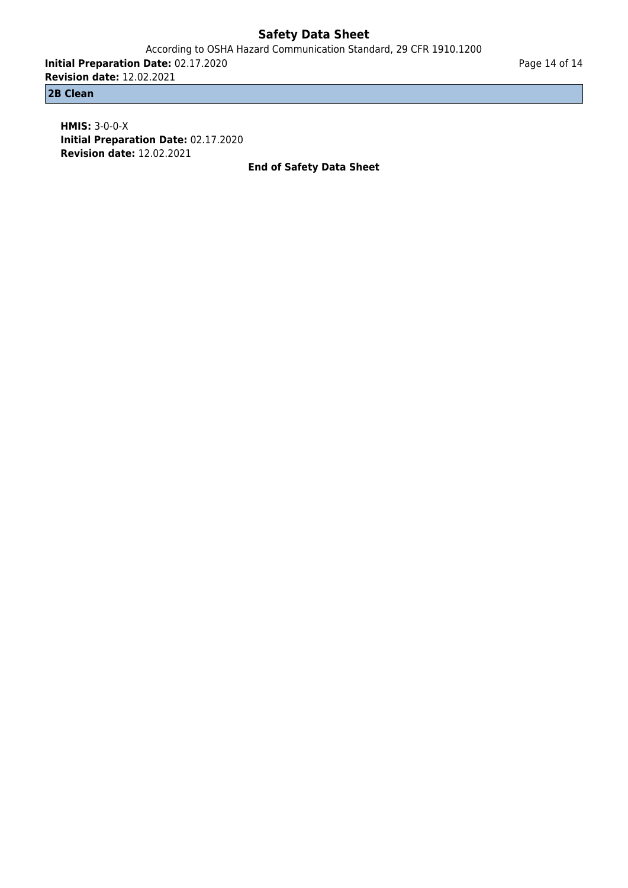**HMIS:** 3-0-0-X
**Initial Preparation Date:** 02.17.2020
**Revision date:** 12.02.2021

**End of Safety Data Sheet**